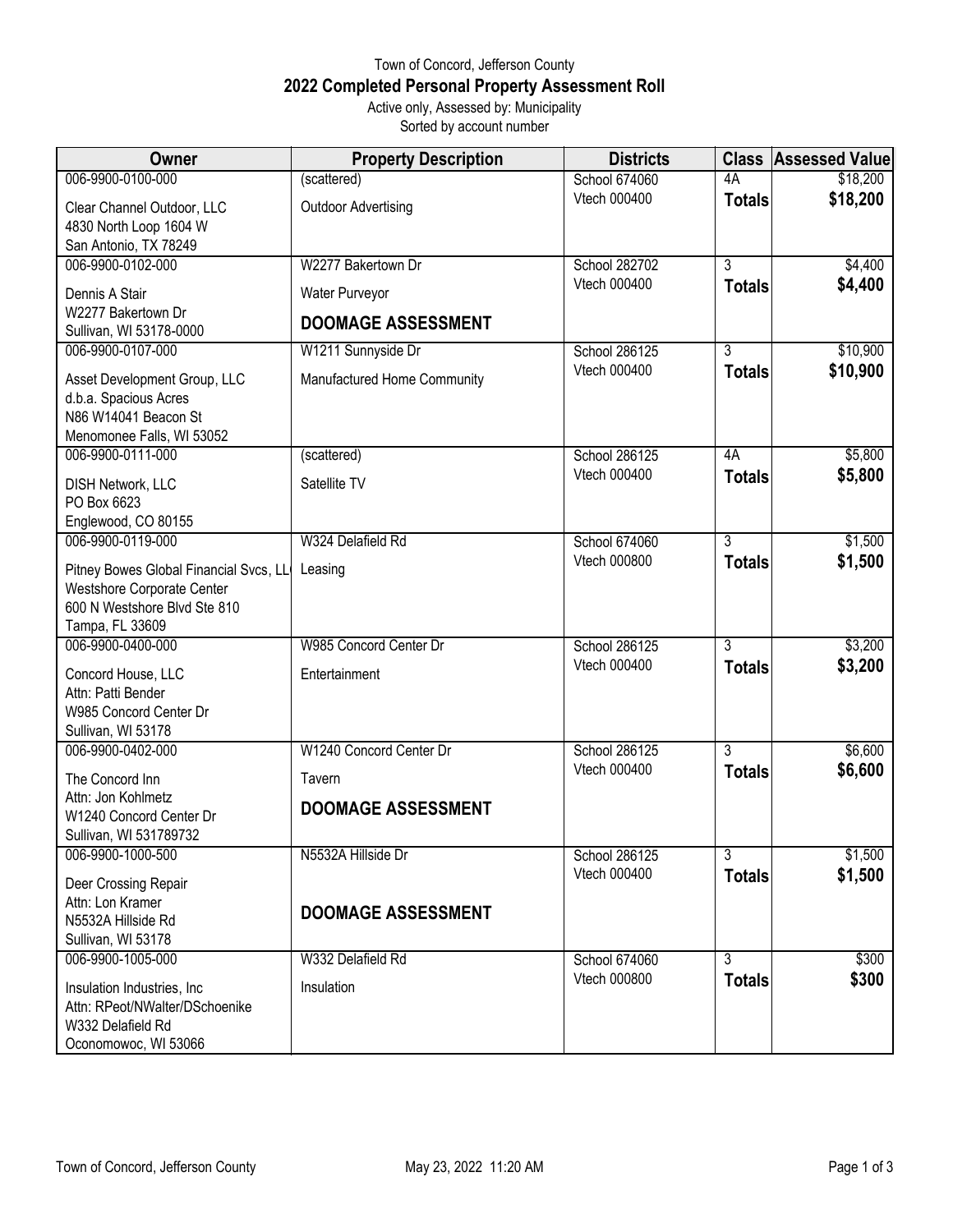Town of Concord, Jefferson County

# 2022 Completed Personal Property Assessment Roll

Active only, Assessed by: Municipality
Sorted by account number

| Owner | Property Description | Districts | Class | Assessed Value |
|---|---|---|---|---|
| 006-9900-0100-000<br>Clear Channel Outdoor, LLC<br>4830 North Loop 1604 W<br>San Antonio, TX 78249 | (scattered)<br>Outdoor Advertising | School 674060<br>Vtech 000400 | 4A<br>**Totals** | $18,200<br>**$18,200** |
| 006-9900-0102-000<br>Dennis A Stair<br>W2277 Bakertown Dr<br>Sullivan, WI 53178-0000 | W2277 Bakertown Dr<br>Water Purveyor<br>**DOOMAGE ASSESSMENT** | School 282702<br>Vtech 000400 | 3<br>**Totals** | $4,400<br>**$4,400** |
| 006-9900-0107-000<br>Asset Development Group, LLC<br>d.b.a. Spacious Acres<br>N86 W14041 Beacon St<br>Menomonee Falls, WI 53052 | W1211 Sunnyside Dr<br>Manufactured Home Community | School 286125<br>Vtech 000400 | 3<br>**Totals** | $10,900<br>**$10,900** |
| 006-9900-0111-000<br>DISH Network, LLC<br>PO Box 6623<br>Englewood, CO 80155 | (scattered)<br>Satellite TV | School 286125<br>Vtech 000400 | 4A<br>**Totals** | $5,800<br>**$5,800** |
| 006-9900-0119-000<br>Pitney Bowes Global Financial Svcs, LL<br>Westshore Corporate Center<br>600 N Westshore Blvd Ste 810<br>Tampa, FL 33609 | W324 Delafield Rd<br>Leasing | School 674060<br>Vtech 000800 | 3<br>**Totals** | $1,500<br>**$1,500** |
| 006-9900-0400-000<br>Concord House, LLC<br>Attn: Patti Bender<br>W985 Concord Center Dr<br>Sullivan, WI 53178 | W985 Concord Center Dr<br>Entertainment | School 286125<br>Vtech 000400 | 3<br>**Totals** | $3,200<br>**$3,200** |
| 006-9900-0402-000<br>The Concord Inn<br>Attn: Jon Kohlmetz<br>W1240 Concord Center Dr<br>Sullivan, WI 531789732 | W1240 Concord Center Dr<br>Tavern<br>**DOOMAGE ASSESSMENT** | School 286125<br>Vtech 000400 | 3<br>**Totals** | $6,600<br>**$6,600** |
| 006-9900-1000-500<br>Deer Crossing Repair<br>Attn: Lon Kramer<br>N5532A Hillside Rd<br>Sullivan, WI 53178 | N5532A Hillside Dr<br>**DOOMAGE ASSESSMENT** | School 286125<br>Vtech 000400 | 3<br>**Totals** | $1,500<br>**$1,500** |
| 006-9900-1005-000<br>Insulation Industries, Inc<br>Attn: RPeot/NWalter/DSchoenike<br>W332 Delafield Rd<br>Oconomowoc, WI 53066 | W332 Delafield Rd<br>Insulation | School 674060<br>Vtech 000800 | 3<br>**Totals** | $300<br>**$300** |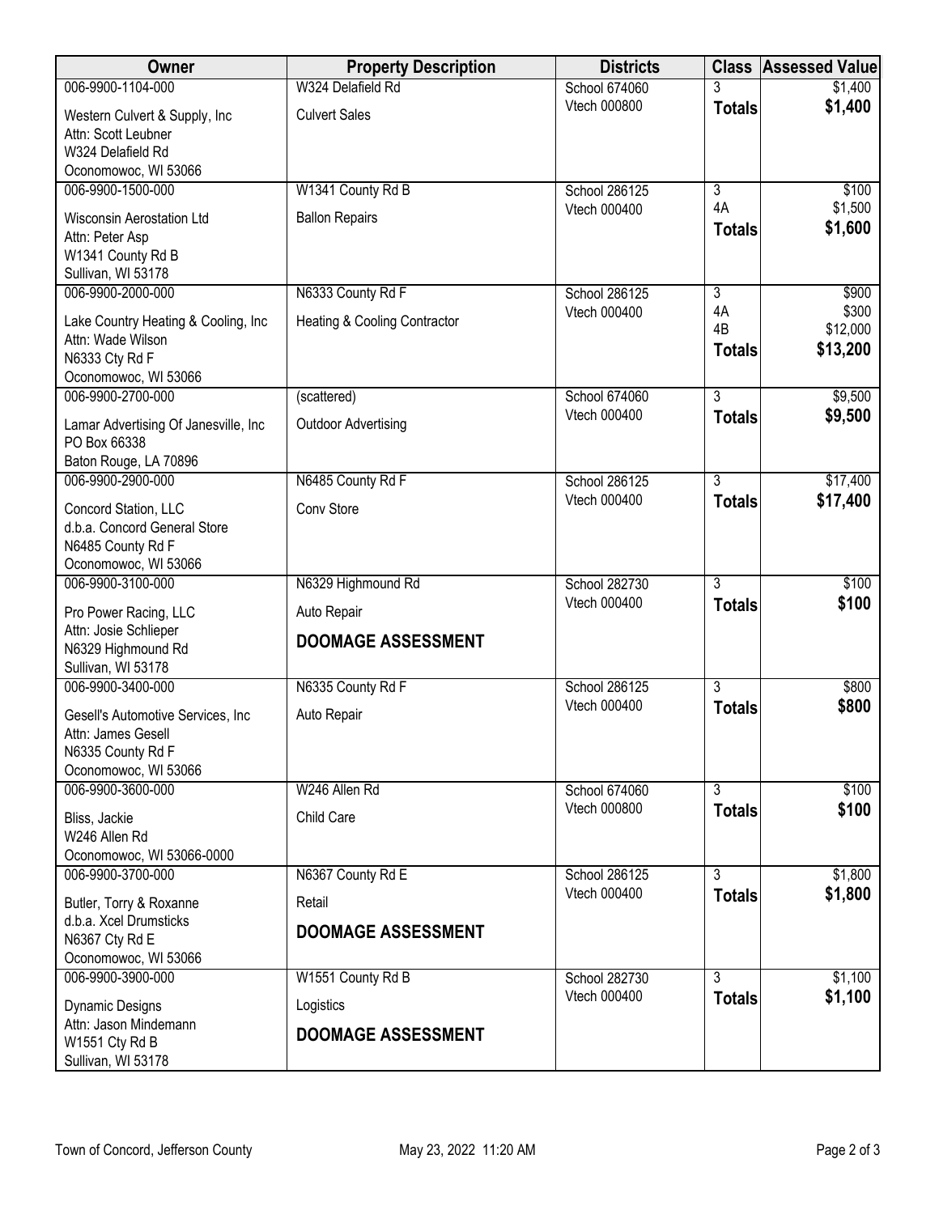| Owner | Property Description | Districts | Class | Assessed Value |
|---|---|---|---|---|
| 006-9900-1104-000<br>Western Culvert & Supply, Inc<br>Attn: Scott Leubner<br>W324 Delafield Rd<br>Oconomowoc, WI 53066 | W324 Delafield Rd<br>Culvert Sales | School 674060<br>Vtech 000800 | 3<br>**Totals** | $1,400<br>**$1,400** |
| 006-9900-1500-000<br>Wisconsin Aerostation Ltd<br>Attn: Peter Asp<br>W1341 County Rd B<br>Sullivan, WI 53178 | W1341 County Rd B<br>Ballon Repairs | School 286125<br>Vtech 000400 | 3<br>4A<br>**Totals** | $100<br>$1,500<br>**$1,600** |
| 006-9900-2000-000<br>Lake Country Heating & Cooling, Inc<br>Attn: Wade Wilson<br>N6333 Cty Rd F<br>Oconomowoc, WI 53066 | N6333 County Rd F<br>Heating & Cooling Contractor | School 286125<br>Vtech 000400 | 3<br>4A<br>4B<br>**Totals** | $900<br>$300<br>$12,000<br>**$13,200** |
| 006-9900-2700-000<br>Lamar Advertising Of Janesville, Inc<br>PO Box 66338<br>Baton Rouge, LA 70896 | (scattered)<br>Outdoor Advertising | School 674060<br>Vtech 000400 | 3<br>**Totals** | $9,500<br>**$9,500** |
| 006-9900-2900-000<br>Concord Station, LLC<br>d.b.a. Concord General Store<br>N6485 County Rd F<br>Oconomowoc, WI 53066 | N6485 County Rd F<br>Conv Store | School 286125<br>Vtech 000400 | 3<br>**Totals** | $17,400<br>**$17,400** |
| 006-9900-3100-000<br>Pro Power Racing, LLC<br>Attn: Josie Schlieper<br>N6329 Highmound Rd<br>Sullivan, WI 53178 | N6329 Highmound Rd<br>Auto Repair<br>**DOOMAGE ASSESSMENT** | School 282730<br>Vtech 000400 | 3<br>**Totals** | $100<br>**$100** |
| 006-9900-3400-000<br>Gesell's Automotive Services, Inc<br>Attn: James Gesell<br>N6335 County Rd F<br>Oconomowoc, WI 53066 | N6335 County Rd F<br>Auto Repair | School 286125<br>Vtech 000400 | 3<br>**Totals** | $800<br>**$800** |
| 006-9900-3600-000<br>Bliss, Jackie<br>W246 Allen Rd<br>Oconomowoc, WI 53066-0000 | W246 Allen Rd<br>Child Care | School 674060<br>Vtech 000800 | 3<br>**Totals** | $100<br>**$100** |
| 006-9900-3700-000<br>Butler, Torry & Roxanne<br>d.b.a. Xcel Drumsticks<br>N6367 Cty Rd E<br>Oconomowoc, WI 53066 | N6367 County Rd E<br>Retail<br>**DOOMAGE ASSESSMENT** | School 286125<br>Vtech 000400 | 3<br>**Totals** | $1,800<br>**$1,800** |
| 006-9900-3900-000<br>Dynamic Designs<br>Attn: Jason Mindemann<br>W1551 Cty Rd B<br>Sullivan, WI 53178 | W1551 County Rd B<br>Logistics<br>**DOOMAGE ASSESSMENT** | School 282730<br>Vtech 000400 | 3<br>**Totals** | $1,100<br>**$1,100** |

Town of Concord, Jefferson County — May 23, 2022 11:20 AM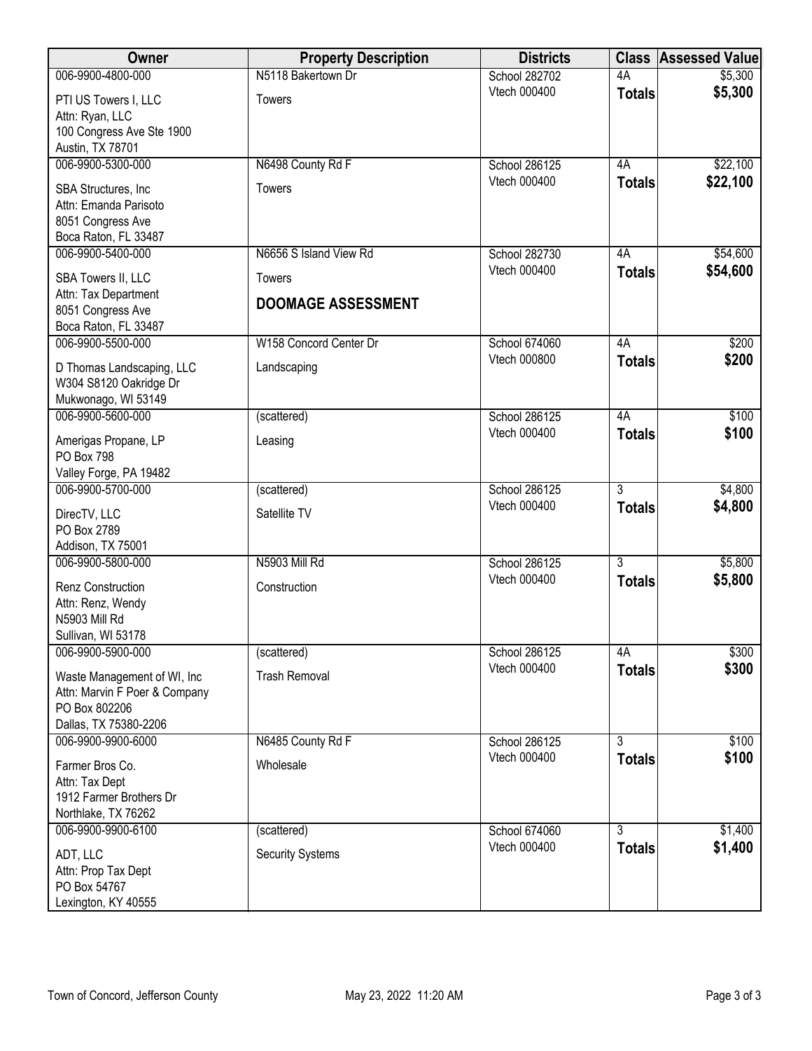| Owner | Property Description | Districts | Class | Assessed Value |
|---|---|---|---|---|
| 006-9900-4800-000<br>PTI US Towers I, LLC<br>Attn: Ryan, LLC<br>100 Congress Ave Ste 1900<br>Austin, TX 78701 | N5118 Bakertown Dr<br>Towers | School 282702<br>Vtech 000400 | 4A<br>**Totals** | $5,300<br>**$5,300** |
| 006-9900-5300-000<br>SBA Structures, Inc<br>Attn: Emanda Parisoto<br>8051 Congress Ave<br>Boca Raton, FL 33487 | N6498 County Rd F<br>Towers | School 286125<br>Vtech 000400 | 4A<br>**Totals** | $22,100<br>**$22,100** |
| 006-9900-5400-000<br>SBA Towers II, LLC<br>Attn: Tax Department<br>8051 Congress Ave<br>Boca Raton, FL 33487 | N6656 S Island View Rd<br>Towers<br>**DOOMAGE ASSESSMENT** | School 282730<br>Vtech 000400 | 4A<br>**Totals** | $54,600<br>**$54,600** |
| 006-9900-5500-000<br>D Thomas Landscaping, LLC<br>W304 S8120 Oakridge Dr<br>Mukwonago, WI 53149 | W158 Concord Center Dr<br>Landscaping | School 674060<br>Vtech 000800 | 4A<br>**Totals** | $200<br>**$200** |
| 006-9900-5600-000<br>Amerigas Propane, LP<br>PO Box 798<br>Valley Forge, PA 19482 | (scattered)<br>Leasing | School 286125<br>Vtech 000400 | 4A<br>**Totals** | $100<br>**$100** |
| 006-9900-5700-000<br>DirecTV, LLC<br>PO Box 2789<br>Addison, TX 75001 | (scattered)<br>Satellite TV | School 286125<br>Vtech 000400 | 3<br>**Totals** | $4,800<br>**$4,800** |
| 006-9900-5800-000<br>Renz Construction<br>Attn: Renz, Wendy<br>N5903 Mill Rd<br>Sullivan, WI 53178 | N5903 Mill Rd<br>Construction | School 286125<br>Vtech 000400 | 3<br>**Totals** | $5,800<br>**$5,800** |
| 006-9900-5900-000<br>Waste Management of WI, Inc<br>Attn: Marvin F Poer & Company<br>PO Box 802206<br>Dallas, TX 75380-2206 | (scattered)<br>Trash Removal | School 286125<br>Vtech 000400 | 4A<br>**Totals** | $300<br>**$300** |
| 006-9900-9900-6000<br>Farmer Bros Co.<br>Attn: Tax Dept<br>1912 Farmer Brothers Dr<br>Northlake, TX 76262 | N6485 County Rd F<br>Wholesale | School 286125<br>Vtech 000400 | 3<br>**Totals** | $100<br>**$100** |
| 006-9900-9900-6100<br>ADT, LLC<br>Attn: Prop Tax Dept<br>PO Box 54767<br>Lexington, KY 40555 | (scattered)<br>Security Systems | School 674060<br>Vtech 000400 | 3<br>**Totals** | $1,400<br>**$1,400** |

Town of Concord, Jefferson County    May 23, 2022 11:20 AM